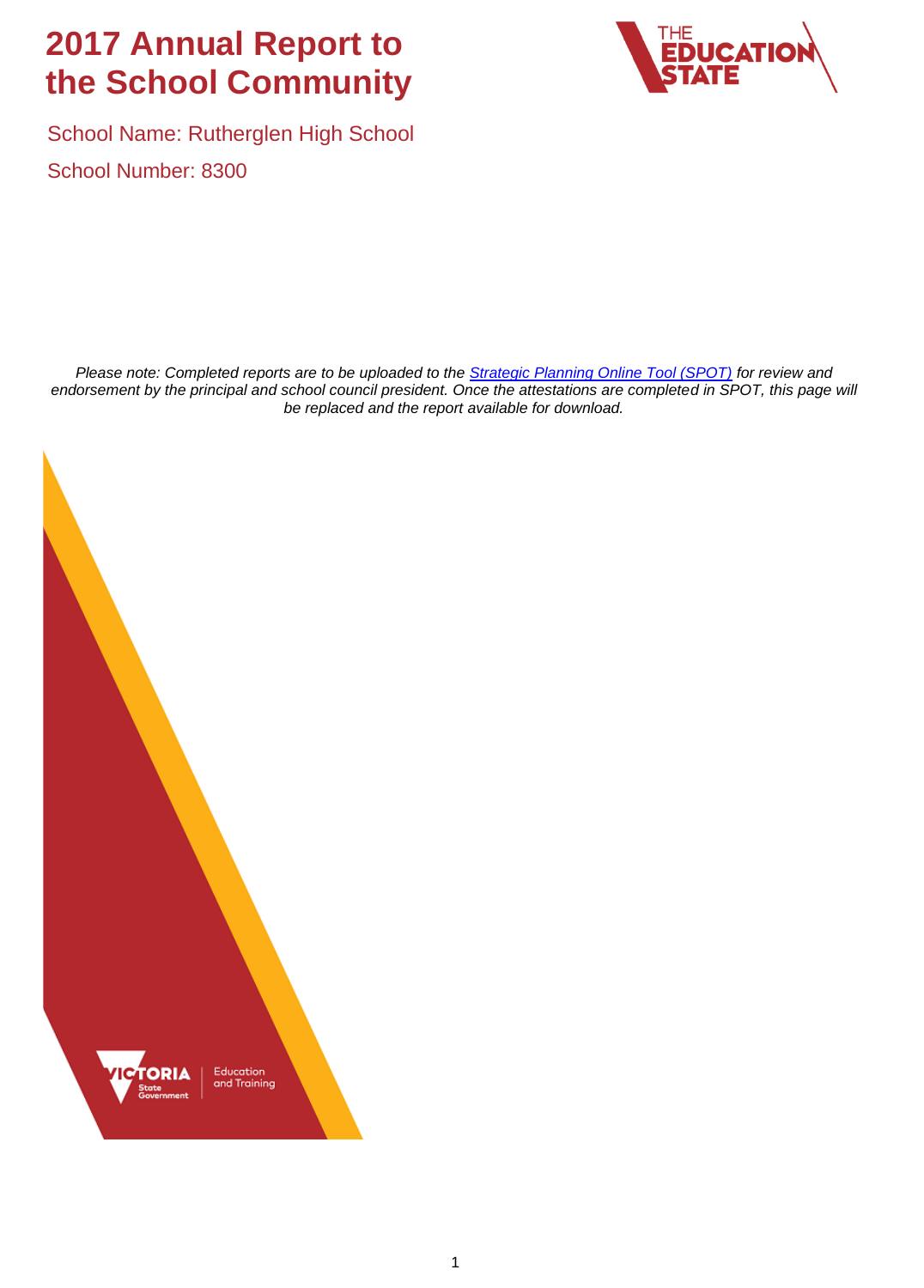# 2017 Annual Report to the School Community

School Name: Rutherglen High School

School Number: 8300

*Please note: Completed reports are to be uploaded to the [Strategic Planning Online Tool (SPOT)]() for review and endorsement by the principal and school council president. Once the attestations are completed in SPOT, this page will be replaced and the report available for download.*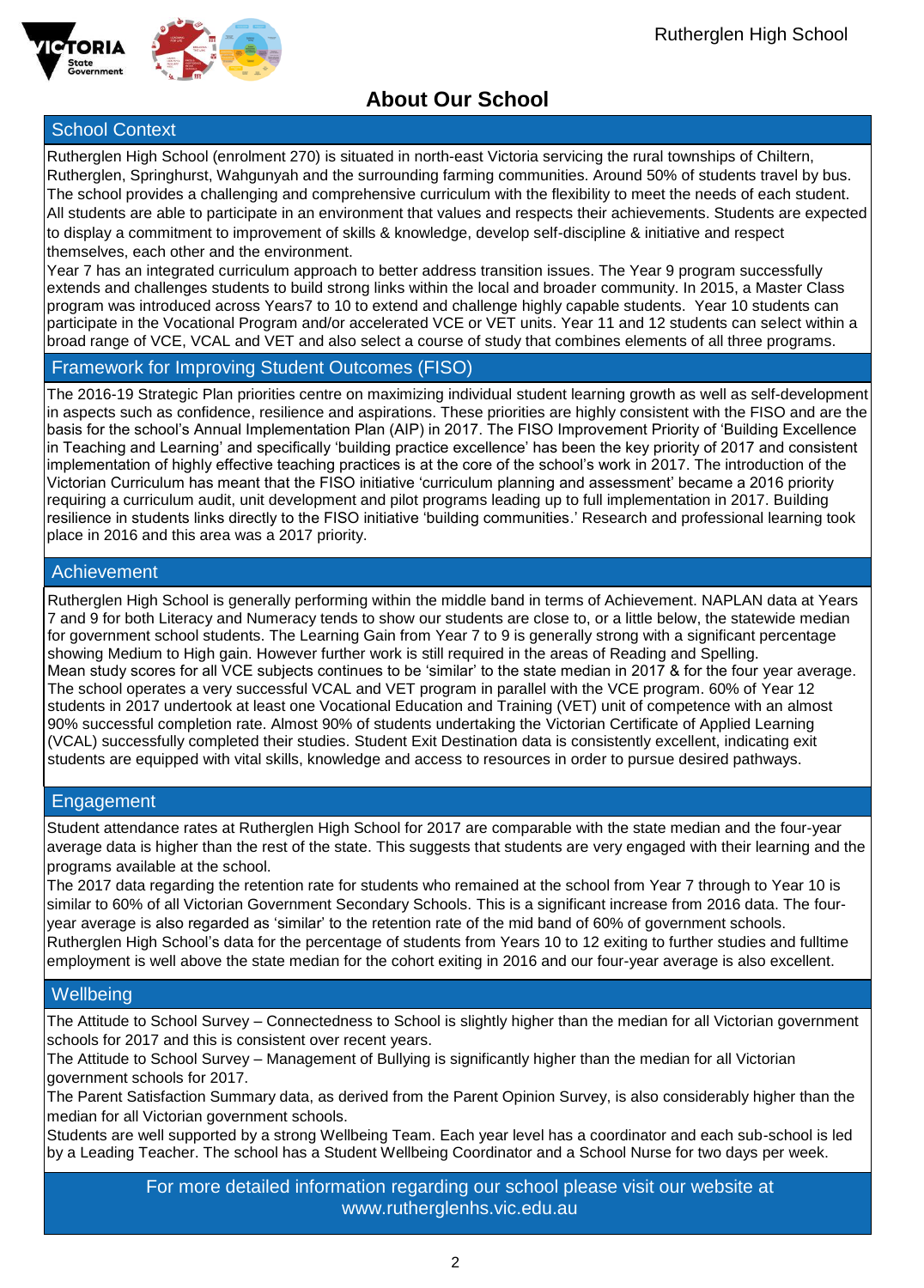# About Our School

## School Context

Rutherglen High School (enrolment 270) is situated in north-east Victoria servicing the rural townships of Chiltern, Rutherglen, Springhurst, Wahgunyah and the surrounding farming communities. Around 50% of students travel by bus. The school provides a challenging and comprehensive curriculum with the flexibility to meet the needs of each student. All students are able to participate in an environment that values and respects their achievements. Students are expected to display a commitment to improvement of skills & knowledge, develop self-discipline & initiative and respect themselves, each other and the environment.

Year 7 has an integrated curriculum approach to better address transition issues. The Year 9 program successfully extends and challenges students to build strong links within the local and broader community. In 2015, a Master Class program was introduced across Years7 to 10 to extend and challenge highly capable students. Year 10 students can participate in the Vocational Program and/or accelerated VCE or VET units. Year 11 and 12 students can select within a broad range of VCE, VCAL and VET and also select a course of study that combines elements of all three programs.

## Framework for Improving Student Outcomes (FISO)

The 2016-19 Strategic Plan priorities centre on maximizing individual student learning growth as well as self-development in aspects such as confidence, resilience and aspirations. These priorities are highly consistent with the FISO and are the basis for the school's Annual Implementation Plan (AIP) in 2017. The FISO Improvement Priority of 'Building Excellence in Teaching and Learning' and specifically 'building practice excellence' has been the key priority of 2017 and consistent implementation of highly effective teaching practices is at the core of the school's work in 2017. The introduction of the Victorian Curriculum has meant that the FISO initiative 'curriculum planning and assessment' became a 2016 priority requiring a curriculum audit, unit development and pilot programs leading up to full implementation in 2017. Building resilience in students links directly to the FISO initiative 'building communities.' Research and professional learning took place in 2016 and this area was a 2017 priority.

## Achievement

Rutherglen High School is generally performing within the middle band in terms of Achievement. NAPLAN data at Years 7 and 9 for both Literacy and Numeracy tends to show our students are close to, or a little below, the statewide median for government school students. The Learning Gain from Year 7 to 9 is generally strong with a significant percentage showing Medium to High gain. However further work is still required in the areas of Reading and Spelling.

Mean study scores for all VCE subjects continues to be 'similar' to the state median in 2017 & for the four year average. The school operates a very successful VCAL and VET program in parallel with the VCE program. 60% of Year 12 students in 2017 undertook at least one Vocational Education and Training (VET) unit of competence with an almost 90% successful completion rate. Almost 90% of students undertaking the Victorian Certificate of Applied Learning (VCAL) successfully completed their studies. Student Exit Destination data is consistently excellent, indicating exit students are equipped with vital skills, knowledge and access to resources in order to pursue desired pathways.

## Engagement

Student attendance rates at Rutherglen High School for 2017 are comparable with the state median and the four-year average data is higher than the rest of the state. This suggests that students are very engaged with their learning and the programs available at the school.

The 2017 data regarding the retention rate for students who remained at the school from Year 7 through to Year 10 is similar to 60% of all Victorian Government Secondary Schools. This is a significant increase from 2016 data. The four-year average is also regarded as 'similar' to the retention rate of the mid band of 60% of government schools.

Rutherglen High School's data for the percentage of students from Years 10 to 12 exiting to further studies and fulltime employment is well above the state median for the cohort exiting in 2016 and our four-year average is also excellent.

## Wellbeing

The Attitude to School Survey – Connectedness to School is slightly higher than the median for all Victorian government schools for 2017 and this is consistent over recent years.

The Attitude to School Survey – Management of Bullying is significantly higher than the median for all Victorian government schools for 2017.

The Parent Satisfaction Summary data, as derived from the Parent Opinion Survey, is also considerably higher than the median for all Victorian government schools.

Students are well supported by a strong Wellbeing Team. Each year level has a coordinator and each sub-school is led by a Leading Teacher. The school has a Student Wellbeing Coordinator and a School Nurse for two days per week.

For more detailed information regarding our school please visit our website at www.rutherglenhs.vic.edu.au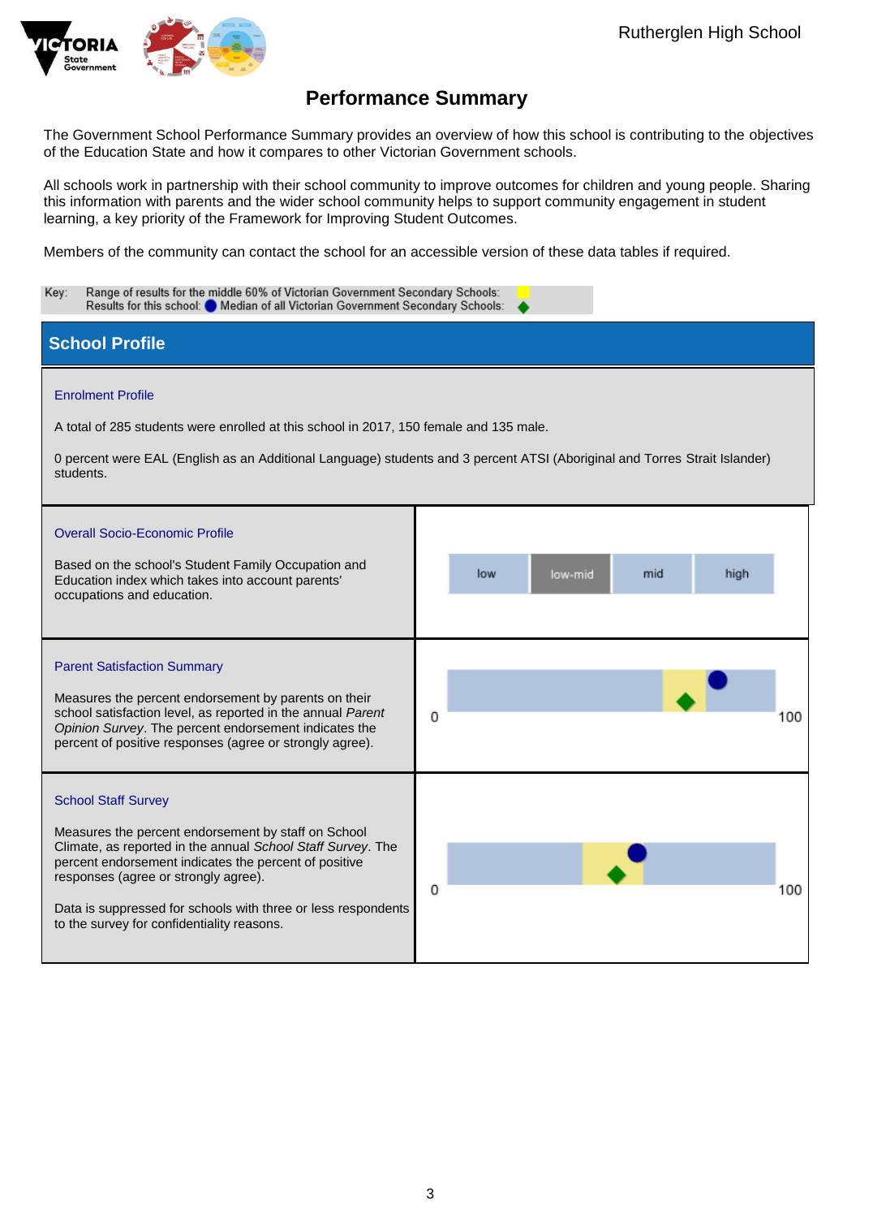Rutherglen High School

# Performance Summary

The Government School Performance Summary provides an overview of how this school is contributing to the objectives of the Education State and how it compares to other Victorian Government schools.

All schools work in partnership with their school community to improve outcomes for children and young people. Sharing this information with parents and the wider school community helps to support community engagement in student learning, a key priority of the Framework for Improving Student Outcomes.

Members of the community can contact the school for an accessible version of these data tables if required.

Key: Range of results for the middle 60% of Victorian Government Secondary Schools:
Results for this school: ● Median of all Victorian Government Secondary Schools: ◆

## School Profile

### Enrolment Profile

A total of 285 students were enrolled at this school in 2017, 150 female and 135 male.

0 percent were EAL (English as an Additional Language) students and 3 percent ATSI (Aboriginal and Torres Strait Islander) students.

### Overall Socio-Economic Profile

Based on the school's Student Family Occupation and Education index which takes into account parents' occupations and education.

| low | low-mid | mid | high |
|---|---|---|---|

### Parent Satisfaction Summary

Measures the percent endorsement by parents on their school satisfaction level, as reported in the annual *Parent Opinion Survey*. The percent endorsement indicates the percent of positive responses (agree or strongly agree).

0 — 100

### School Staff Survey

Measures the percent endorsement by staff on School Climate, as reported in the annual *School Staff Survey*. The percent endorsement indicates the percent of positive responses (agree or strongly agree).

Data is suppressed for schools with three or less respondents to the survey for confidentiality reasons.

0 — 100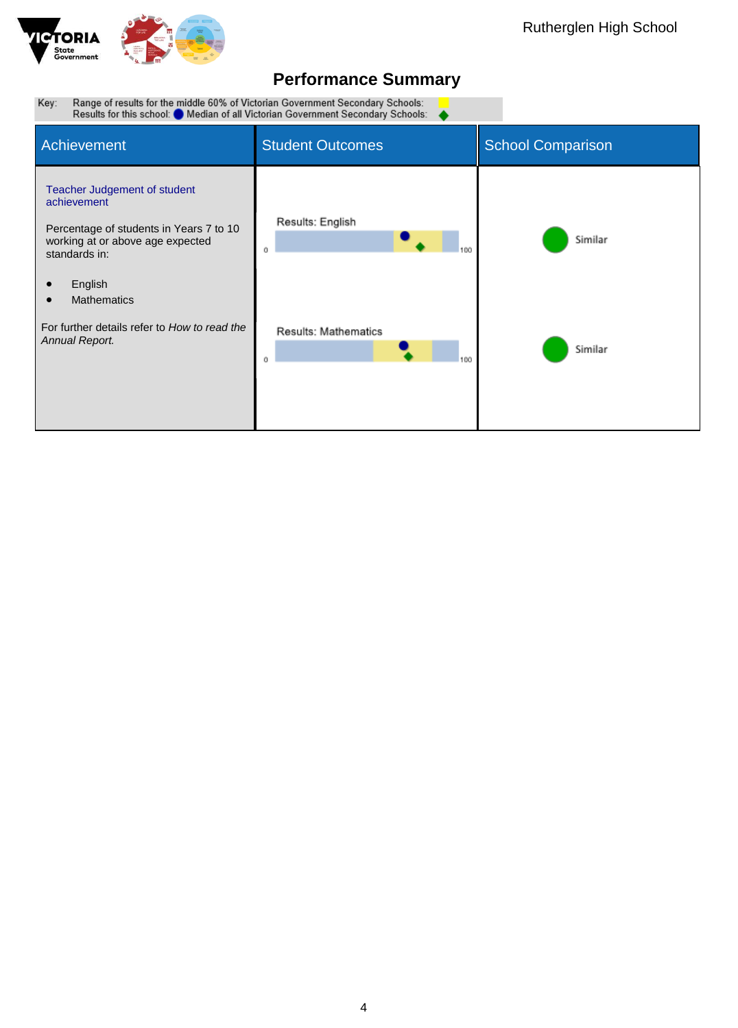Rutherglen High School

# Performance Summary

Key: Range of results for the middle 60% of Victorian Government Secondary Schools: Results for this school: ● Median of all Victorian Government Secondary Schools: ◆

| Achievement | Student Outcomes | School Comparison |
|---|---|---|
| Teacher Judgement of student achievement<br><br>Percentage of students in Years 7 to 10 working at or above age expected standards in:<br><br>• English<br>• Mathematics<br><br>For further details refer to *How to read the Annual Report.* | Results: English (0–100) | Similar |
| | Results: Mathematics (0–100) | Similar |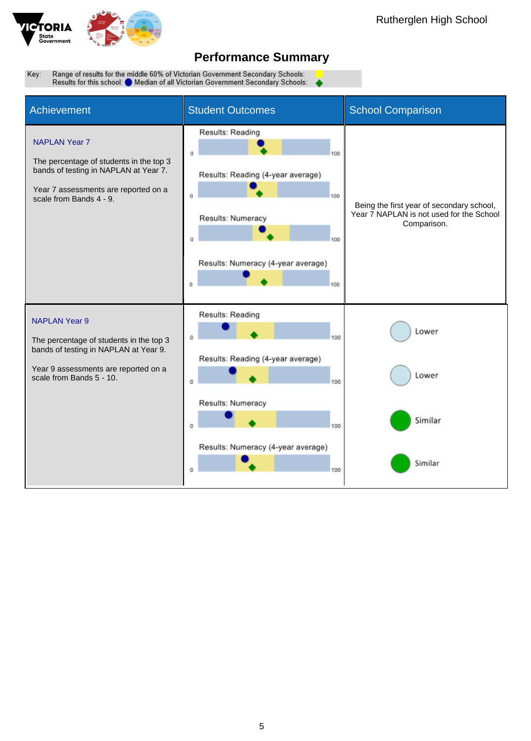Rutherglen High School

# Performance Summary

Key: Range of results for the middle 60% of Victorian Government Secondary Schools:
Results for this school: ● Median of all Victorian Government Secondary Schools: ◆

| Achievement | Student Outcomes | School Comparison |
|---|---|---|
| **NAPLAN Year 7**<br><br>The percentage of students in the top 3 bands of testing in NAPLAN at Year 7.<br><br>Year 7 assessments are reported on a scale from Bands 4 - 9. | Results: Reading (0–100)<br>Results: Reading (4-year average) (0–100)<br>Results: Numeracy (0–100)<br>Results: Numeracy (4-year average) (0–100) | Being the first year of secondary school, Year 7 NAPLAN is not used for the School Comparison. |
| **NAPLAN Year 9**<br><br>The percentage of students in the top 3 bands of testing in NAPLAN at Year 9.<br><br>Year 9 assessments are reported on a scale from Bands 5 - 10. | Results: Reading (0–100)<br>Results: Reading (4-year average) (0–100)<br>Results: Numeracy (0–100)<br>Results: Numeracy (4-year average) (0–100) | Lower<br>Lower<br>Similar<br>Similar |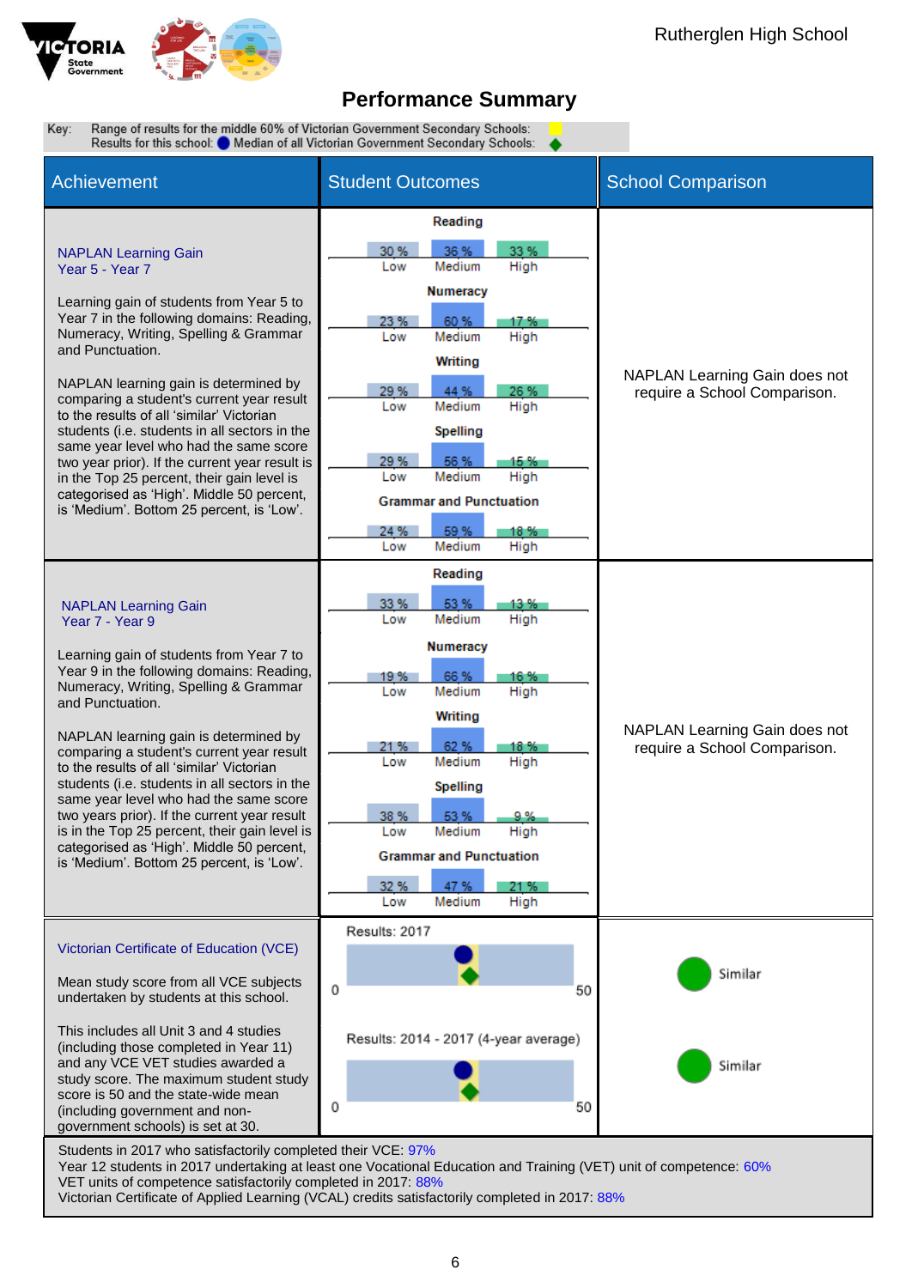Rutherglen High School

# Performance Summary

Key: Range of results for the middle 60% of Victorian Government Secondary Schools: (yellow)
Results for this school: ● Median of all Victorian Government Secondary Schools: ◆

| Achievement | Student Outcomes | School Comparison |
|---|---|---|
| **NAPLAN Learning Gain Year 5 - Year 7**<br><br>Learning gain of students from Year 5 to Year 7 in the following domains: Reading, Numeracy, Writing, Spelling & Grammar and Punctuation.<br><br>NAPLAN learning gain is determined by comparing a student's current year result to the results of all 'similar' Victorian students (i.e. students in all sectors in the same year level who had the same score two year prior). If the current year result is in the Top 25 percent, their gain level is categorised as 'High'. Middle 50 percent, is 'Medium'. Bottom 25 percent, is 'Low'. | **Reading**: Low 30 %, Medium 36 %, High 33 %<br>**Numeracy**: Low 23 %, Medium 60 %, High 17 %<br>**Writing**: Low 29 %, Medium 44 %, High 26 %<br>**Spelling**: Low 29 %, Medium 56 %, High 15 %<br>**Grammar and Punctuation**: Low 24 %, Medium 59 %, High 18 % | NAPLAN Learning Gain does not require a School Comparison. |
| **NAPLAN Learning Gain Year 7 - Year 9**<br><br>Learning gain of students from Year 7 to Year 9 in the following domains: Reading, Numeracy, Writing, Spelling & Grammar and Punctuation.<br><br>NAPLAN learning gain is determined by comparing a student's current year result to the results of all 'similar' Victorian students (i.e. students in all sectors in the same year level who had the same score two years prior). If the current year result is in the Top 25 percent, their gain level is categorised as 'High'. Middle 50 percent, is 'Medium'. Bottom 25 percent, is 'Low'. | **Reading**: Low 33 %, Medium 53 %, High 13 %<br>**Numeracy**: Low 19 %, Medium 66 %, High 16 %<br>**Writing**: Low 21 %, Medium 62 %, High 18 %<br>**Spelling**: Low 38 %, Medium 53 %, High 9 %<br>**Grammar and Punctuation**: Low 32 %, Medium 47 %, High 21 % | NAPLAN Learning Gain does not require a School Comparison. |
| **Victorian Certificate of Education (VCE)**<br><br>Mean study score from all VCE subjects undertaken by students at this school.<br><br>This includes all Unit 3 and 4 studies (including those completed in Year 11) and any VCE VET studies awarded a study score. The maximum student study score is 50 and the state-wide mean (including government and non-government schools) is set at 30. | Results: 2017 (scale 0–50)<br><br>Results: 2014 - 2017 (4-year average) (scale 0–50) | Similar<br><br>Similar |

Students in 2017 who satisfactorily completed their VCE: 97%
Year 12 students in 2017 undertaking at least one Vocational Education and Training (VET) unit of competence: 60%
VET units of competence satisfactorily completed in 2017: 88%
Victorian Certificate of Applied Learning (VCAL) credits satisfactorily completed in 2017: 88%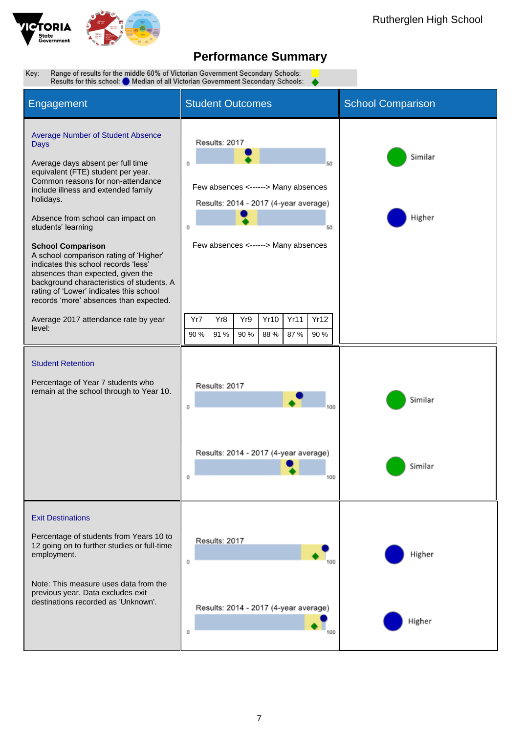Rutherglen High School

# Performance Summary

Key: Range of results for the middle 60% of Victorian Government Secondary Schools:
Results for this school: ● Median of all Victorian Government Secondary Schools: ◆

## Engagement

### Average Number of Student Absence Days

Average days absent per full time equivalent (FTE) student per year. Common reasons for non-attendance include illness and extended family holidays.

Absence from school can impact on students' learning

**School Comparison**
A school comparison rating of 'Higher' indicates this school records 'less' absences than expected, given the background characteristics of students. A rating of 'Lower' indicates this school records 'more' absences than expected.

**Student Outcomes**

Results: 2017 (scale 0–50)

Few absences <------> Many absences

Results: 2014 - 2017 (4-year average) (scale 0–50)

Few absences <------> Many absences

**School Comparison**

- Results: 2017 — Similar
- Results: 2014 - 2017 (4-year average) — Higher

Average 2017 attendance rate by year level:

| Yr7 | Yr8 | Yr9 | Yr10 | Yr11 | Yr12 |
|---|---|---|---|---|---|
| 90 % | 91 % | 90 % | 88 % | 87 % | 90 % |

### Student Retention

Percentage of Year 7 students who remain at the school through to Year 10.

**Student Outcomes**

Results: 2017 (scale 0–100)

Results: 2014 - 2017 (4-year average) (scale 0–100)

**School Comparison**

- Results: 2017 — Similar
- Results: 2014 - 2017 (4-year average) — Similar

### Exit Destinations

Percentage of students from Years 10 to 12 going on to further studies or full-time employment.

Note: This measure uses data from the previous year. Data excludes exit destinations recorded as 'Unknown'.

**Student Outcomes**

Results: 2017 (scale 0–100)

Results: 2014 - 2017 (4-year average) (scale 0–100)

**School Comparison**

- Results: 2017 — Higher
- Results: 2014 - 2017 (4-year average) — Higher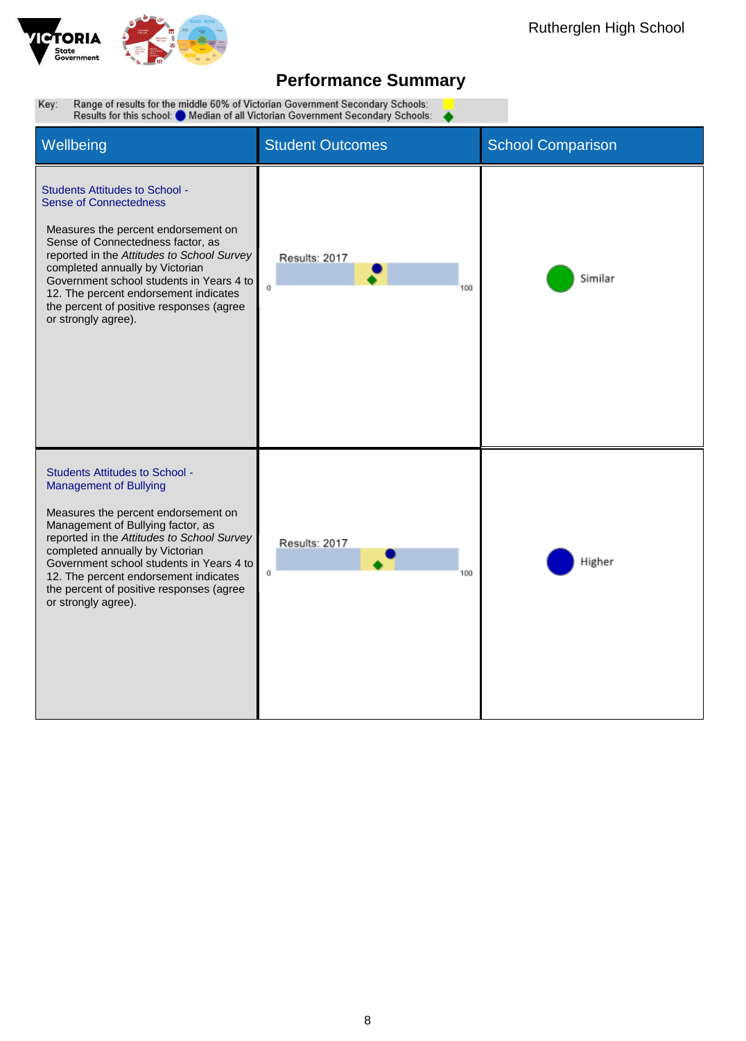Rutherglen High School

# Performance Summary

Key: Range of results for the middle 60% of Victorian Government Secondary Schools: 
Results for this school: ● Median of all Victorian Government Secondary Schools: ◆

| Wellbeing | Student Outcomes | School Comparison |
| --- | --- | --- |
| **Students Attitudes to School - Sense of Connectedness**<br><br>Measures the percent endorsement on Sense of Connectedness factor, as reported in the *Attitudes to School Survey* completed annually by Victorian Government school students in Years 4 to 12. The percent endorsement indicates the percent of positive responses (agree or strongly agree). | Results: 2017<br>0 — 100 | Similar |
| **Students Attitudes to School - Management of Bullying**<br><br>Measures the percent endorsement on Management of Bullying factor, as reported in the *Attitudes to School Survey* completed annually by Victorian Government school students in Years 4 to 12. The percent endorsement indicates the percent of positive responses (agree or strongly agree). | Results: 2017<br>0 — 100 | Higher |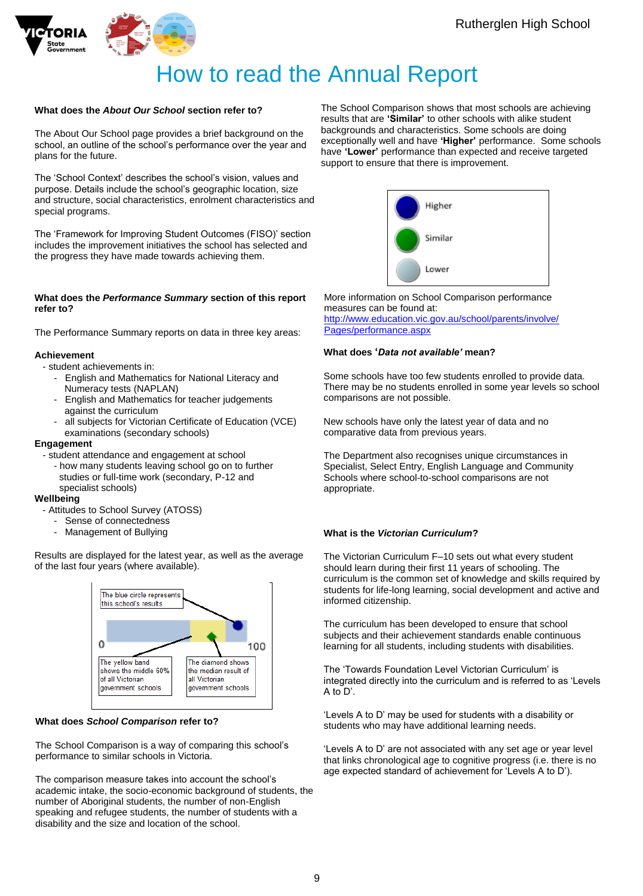# How to read the Annual Report

**What does the *About Our School* section refer to?**

The About Our School page provides a brief background on the school, an outline of the school's performance over the year and plans for the future.

The 'School Context' describes the school's vision, values and purpose. Details include the school's geographic location, size and structure, social characteristics, enrolment characteristics and special programs.

The 'Framework for Improving Student Outcomes (FISO)' section includes the improvement initiatives the school has selected and the progress they have made towards achieving them.

**What does the *Performance Summary* section of this report refer to?**

The Performance Summary reports on data in three key areas:

**Achievement**
- student achievements in:
  - English and Mathematics for National Literacy and Numeracy tests (NAPLAN)
  - English and Mathematics for teacher judgements against the curriculum
  - all subjects for Victorian Certificate of Education (VCE) examinations (secondary schools)

**Engagement**
- student attendance and engagement at school
  - how many students leaving school go on to further studies or full-time work (secondary, P-12 and specialist schools)

**Wellbeing**
- Attitudes to School Survey (ATOSS)
  - Sense of connectedness
  - Management of Bullying

Results are displayed for the latest year, as well as the average of the last four years (where available).

The blue circle represents this school's results

The yellow band shows the middle 60% of all Victorian government schools

The diamond shows the median result of all Victorian government schools

0 100

**What does *School Comparison* refer to?**

The School Comparison is a way of comparing this school's performance to similar schools in Victoria.

The comparison measure takes into account the school's academic intake, the socio-economic background of students, the number of Aboriginal students, the number of non-English speaking and refugee students, the number of students with a disability and the size and location of the school.

The School Comparison shows that most schools are achieving results that are **'Similar'** to other schools with alike student backgrounds and characteristics. Some schools are doing exceptionally well and have **'Higher'** performance. Some schools have **'Lower'** performance than expected and receive targeted support to ensure that there is improvement.

Higher

Similar

Lower

More information on School Comparison performance measures can be found at:
http://www.education.vic.gov.au/school/parents/involve/Pages/performance.aspx

**What does '*Data not available*' mean?**

Some schools have too few students enrolled to provide data. There may be no students enrolled in some year levels so school comparisons are not possible.

New schools have only the latest year of data and no comparative data from previous years.

The Department also recognises unique circumstances in Specialist, Select Entry, English Language and Community Schools where school-to-school comparisons are not appropriate.

**What is the *Victorian Curriculum*?**

The Victorian Curriculum F–10 sets out what every student should learn during their first 11 years of schooling. The curriculum is the common set of knowledge and skills required by students for life-long learning, social development and active and informed citizenship.

The curriculum has been developed to ensure that school subjects and their achievement standards enable continuous learning for all students, including students with disabilities.

The 'Towards Foundation Level Victorian Curriculum' is integrated directly into the curriculum and is referred to as 'Levels A to D'.

'Levels A to D' may be used for students with a disability or students who may have additional learning needs.

'Levels A to D' are not associated with any set age or year level that links chronological age to cognitive progress (i.e. there is no age expected standard of achievement for 'Levels A to D').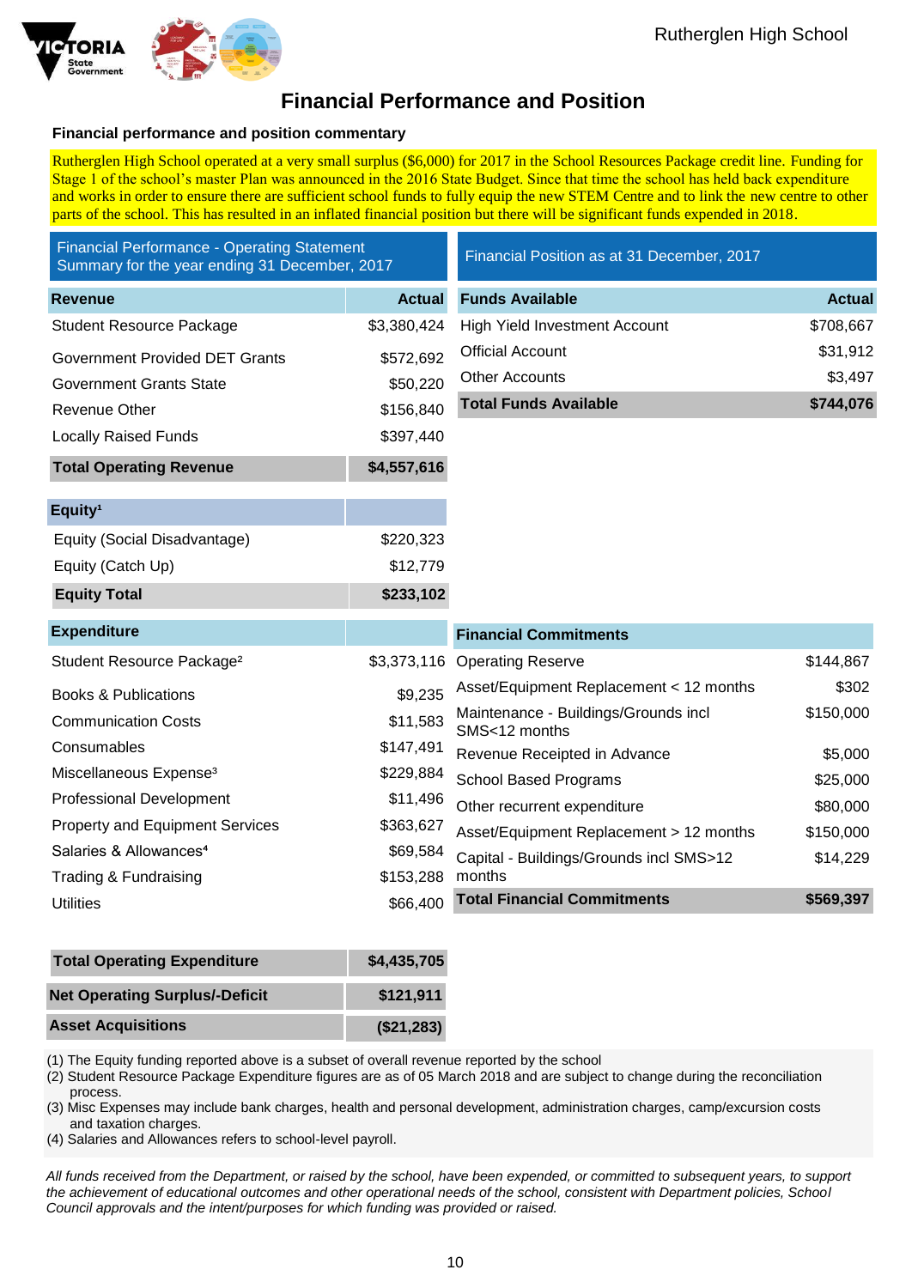# Financial Performance and Position

### Financial performance and position commentary

Rutherglen High School operated at a very small surplus ($6,000) for 2017 in the School Resources Package credit line. Funding for Stage 1 of the school's master Plan was announced in the 2016 State Budget. Since that time the school has held back expenditure and works in order to ensure there are sufficient school funds to fully equip the new STEM Centre and to link the new centre to other parts of the school. This has resulted in an inflated financial position but there will be significant funds expended in 2018.

**Financial Performance - Operating Statement Summary for the year ending 31 December, 2017**

| Revenue | Actual |
|---|---|
| Student Resource Package | $3,380,424 |
| Government Provided DET Grants | $572,692 |
| Government Grants State | $50,220 |
| Revenue Other | $156,840 |
| Locally Raised Funds | $397,440 |
| **Total Operating Revenue** | **$4,557,616** |

| Equity[1] | |
|---|---|
| Equity (Social Disadvantage) | $220,323 |
| Equity (Catch Up) | $12,779 |
| **Equity Total** | **$233,102** |

| Expenditure | |
|---|---|
| Student Resource Package[2] | $3,373,116 |
| Books & Publications | $9,235 |
| Communication Costs | $11,583 |
| Consumables | $147,491 |
| Miscellaneous Expense[3] | $229,884 |
| Professional Development | $11,496 |
| Property and Equipment Services | $363,627 |
| Salaries & Allowances[4] | $69,584 |
| Trading & Fundraising | $153,288 |
| Utilities | $66,400 |
| **Total Operating Expenditure** | **$4,435,705** |
| **Net Operating Surplus/-Deficit** | **$121,911** |
| **Asset Acquisitions** | **($21,283)** |

**Financial Position as at 31 December, 2017**

| Funds Available | Actual |
|---|---|
| High Yield Investment Account | $708,667 |
| Official Account | $31,912 |
| Other Accounts | $3,497 |
| **Total Funds Available** | **$744,076** |

| Financial Commitments | |
|---|---|
| Operating Reserve | $144,867 |
| Asset/Equipment Replacement < 12 months | $302 |
| Maintenance - Buildings/Grounds incl SMS<12 months | $150,000 |
| Revenue Receipted in Advance | $5,000 |
| School Based Programs | $25,000 |
| Other recurrent expenditure | $80,000 |
| Asset/Equipment Replacement > 12 months | $150,000 |
| Capital - Buildings/Grounds incl SMS>12 months | $14,229 |
| **Total Financial Commitments** | **$569,397** |

(1) The Equity funding reported above is a subset of overall revenue reported by the school
(2) Student Resource Package Expenditure figures are as of 05 March 2018 and are subject to change during the reconciliation process.
(3) Misc Expenses may include bank charges, health and personal development, administration charges, camp/excursion costs and taxation charges.
(4) Salaries and Allowances refers to school-level payroll.

*All funds received from the Department, or raised by the school, have been expended, or committed to subsequent years, to support the achievement of educational outcomes and other operational needs of the school, consistent with Department policies, School Council approvals and the intent/purposes for which funding was provided or raised.*